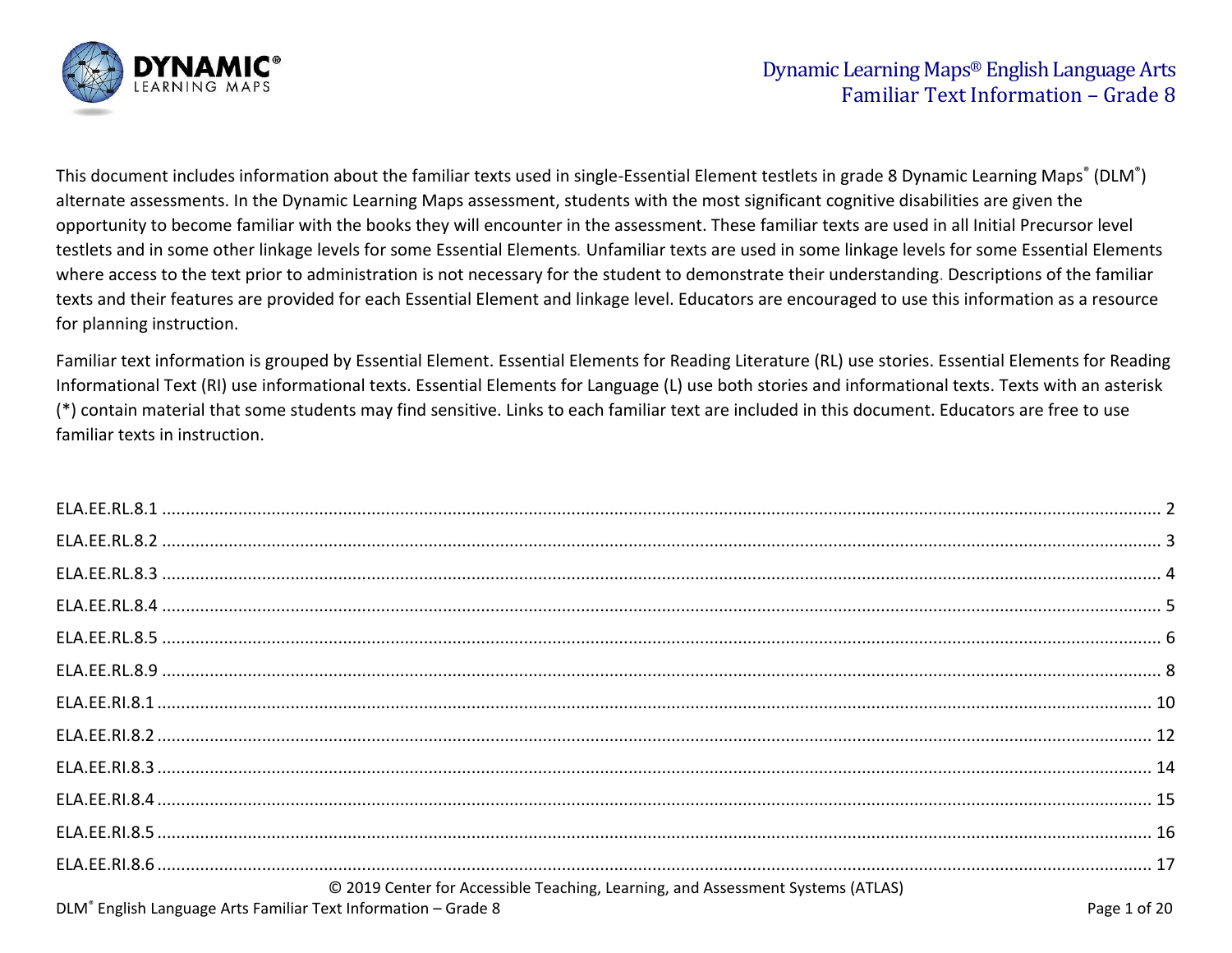# Dynamic Learning Maps® English Language Arts Familiar Text Information – Grade 8

This document includes information about the familiar texts used in single-Essential Element testlets in grade 8 Dynamic Learning Maps® (DLM®) alternate assessments. In the Dynamic Learning Maps assessment, students with the most significant cognitive disabilities are given the opportunity to become familiar with the books they will encounter in the assessment. These familiar texts are used in all Initial Precursor level testlets and in some other linkage levels for some Essential Elements. Unfamiliar texts are used in some linkage levels for some Essential Elements where access to the text prior to administration is not necessary for the student to demonstrate their understanding. Descriptions of the familiar texts and their features are provided for each Essential Element and linkage level. Educators are encouraged to use this information as a resource for planning instruction.

Familiar text information is grouped by Essential Element. Essential Elements for Reading Literature (RL) use stories. Essential Elements for Reading Informational Text (RI) use informational texts. Essential Elements for Language (L) use both stories and informational texts. Texts with an asterisk (*) contain material that some students may find sensitive. Links to each familiar text are included in this document. Educators are free to use familiar texts in instruction.

ELA.EE.RL.8.1 ........ 2
ELA.EE.RL.8.2 ........ 3
ELA.EE.RL.8.3 ........ 4
ELA.EE.RL.8.4 ........ 5
ELA.EE.RL.8.5 ........ 6
ELA.EE.RL.8.9 ........ 8
ELA.EE.RI.8.1 ........ 10
ELA.EE.RI.8.2 ........ 12
ELA.EE.RI.8.3 ........ 14
ELA.EE.RI.8.4 ........ 15
ELA.EE.RI.8.5 ........ 16
ELA.EE.RI.8.6 ........ 17

© 2019 Center for Accessible Teaching, Learning, and Assessment Systems (ATLAS)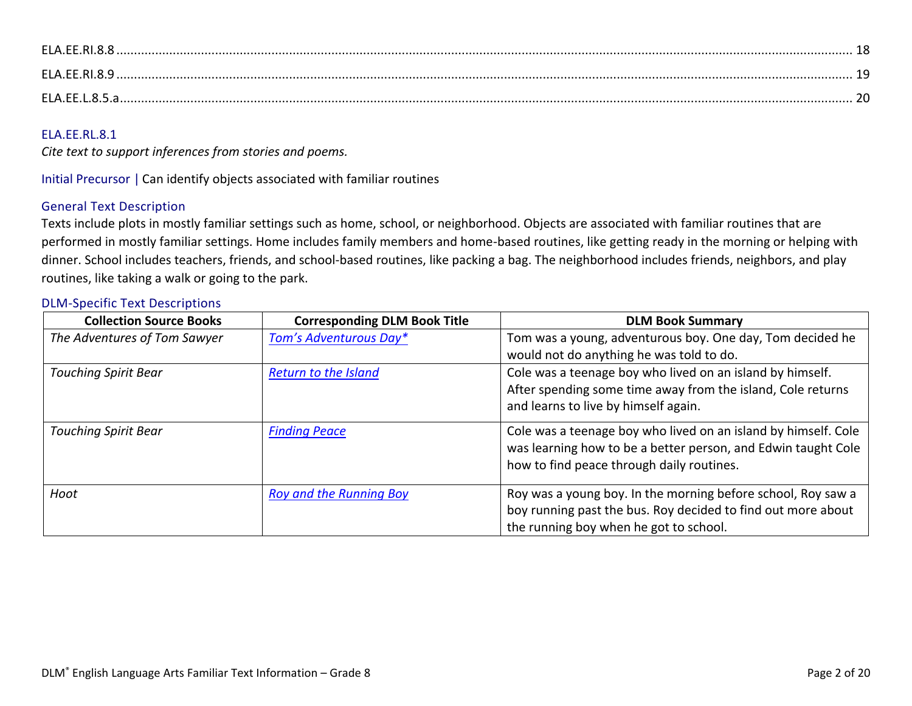ELA.EE.RI.8.8 .......... 18

ELA.EE.RI.8.9 .......... 19

ELA.EE.L.8.5.a .......... 20

## ELA.EE.RL.8.1

*Cite text to support inferences from stories and poems.*

Initial Precursor | Can identify objects associated with familiar routines

### General Text Description

Texts include plots in mostly familiar settings such as home, school, or neighborhood. Objects are associated with familiar routines that are performed in mostly familiar settings. Home includes family members and home-based routines, like getting ready in the morning or helping with dinner. School includes teachers, friends, and school-based routines, like packing a bag. The neighborhood includes friends, neighbors, and play routines, like taking a walk or going to the park.

### DLM-Specific Text Descriptions

| Collection Source Books | Corresponding DLM Book Title | DLM Book Summary |
|---|---|---|
| *The Adventures of Tom Sawyer* | *Tom's Adventurous Day** | Tom was a young, adventurous boy. One day, Tom decided he would not do anything he was told to do. |
| *Touching Spirit Bear* | *Return to the Island* | Cole was a teenage boy who lived on an island by himself. After spending some time away from the island, Cole returns and learns to live by himself again. |
| *Touching Spirit Bear* | *Finding Peace* | Cole was a teenage boy who lived on an island by himself. Cole was learning how to be a better person, and Edwin taught Cole how to find peace through daily routines. |
| *Hoot* | *Roy and the Running Boy* | Roy was a young boy. In the morning before school, Roy saw a boy running past the bus. Roy decided to find out more about the running boy when he got to school. |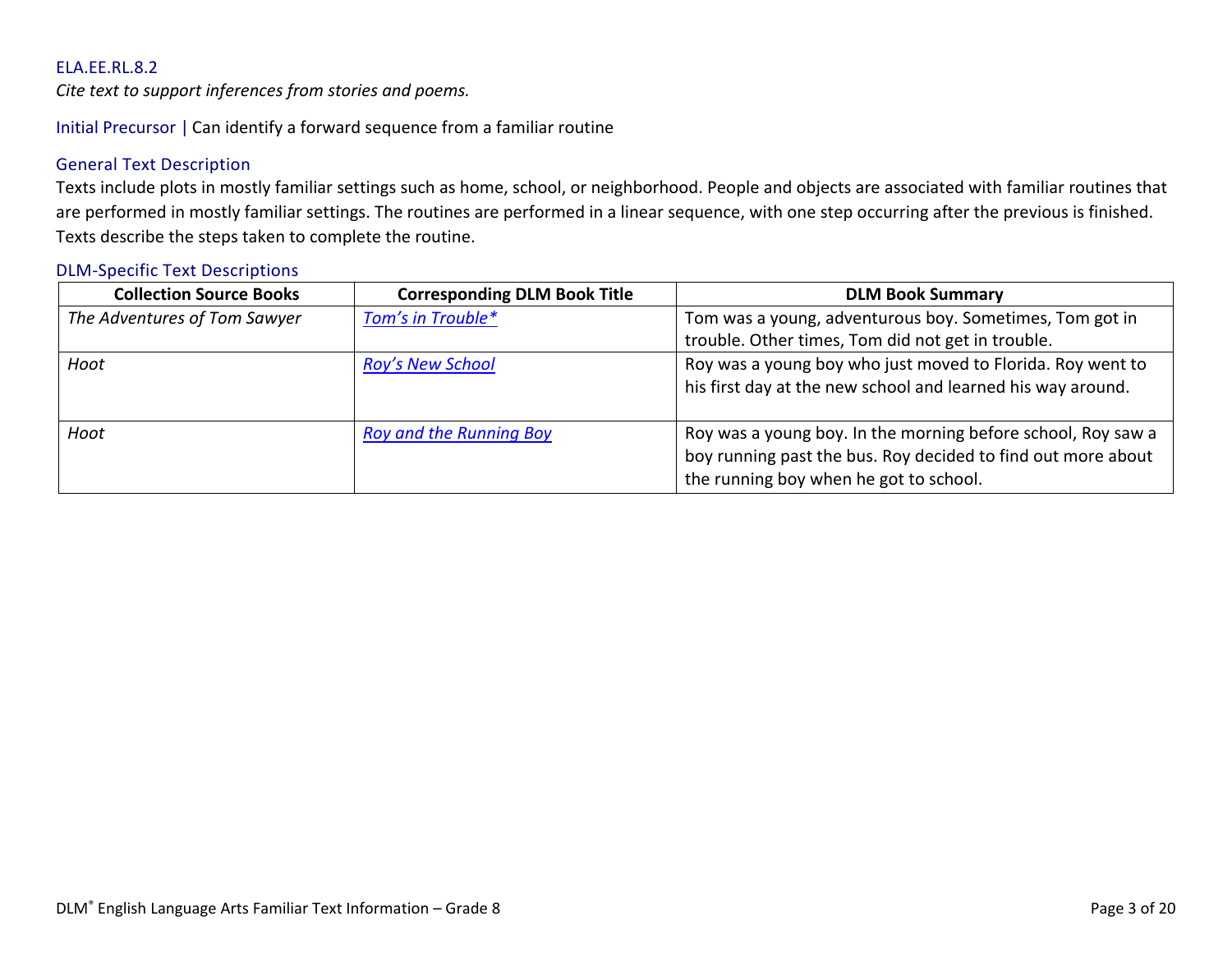ELA.EE.RL.8.2

*Cite text to support inferences from stories and poems.*

Initial Precursor | Can identify a forward sequence from a familiar routine

### General Text Description

Texts include plots in mostly familiar settings such as home, school, or neighborhood. People and objects are associated with familiar routines that are performed in mostly familiar settings. The routines are performed in a linear sequence, with one step occurring after the previous is finished. Texts describe the steps taken to complete the routine.

### DLM-Specific Text Descriptions

| Collection Source Books | Corresponding DLM Book Title | DLM Book Summary |
|---|---|---|
| *The Adventures of Tom Sawyer* | *Tom's in Trouble** | Tom was a young, adventurous boy. Sometimes, Tom got in trouble. Other times, Tom did not get in trouble. |
| *Hoot* | *Roy's New School* | Roy was a young boy who just moved to Florida. Roy went to his first day at the new school and learned his way around. |
| *Hoot* | *Roy and the Running Boy* | Roy was a young boy. In the morning before school, Roy saw a boy running past the bus. Roy decided to find out more about the running boy when he got to school. |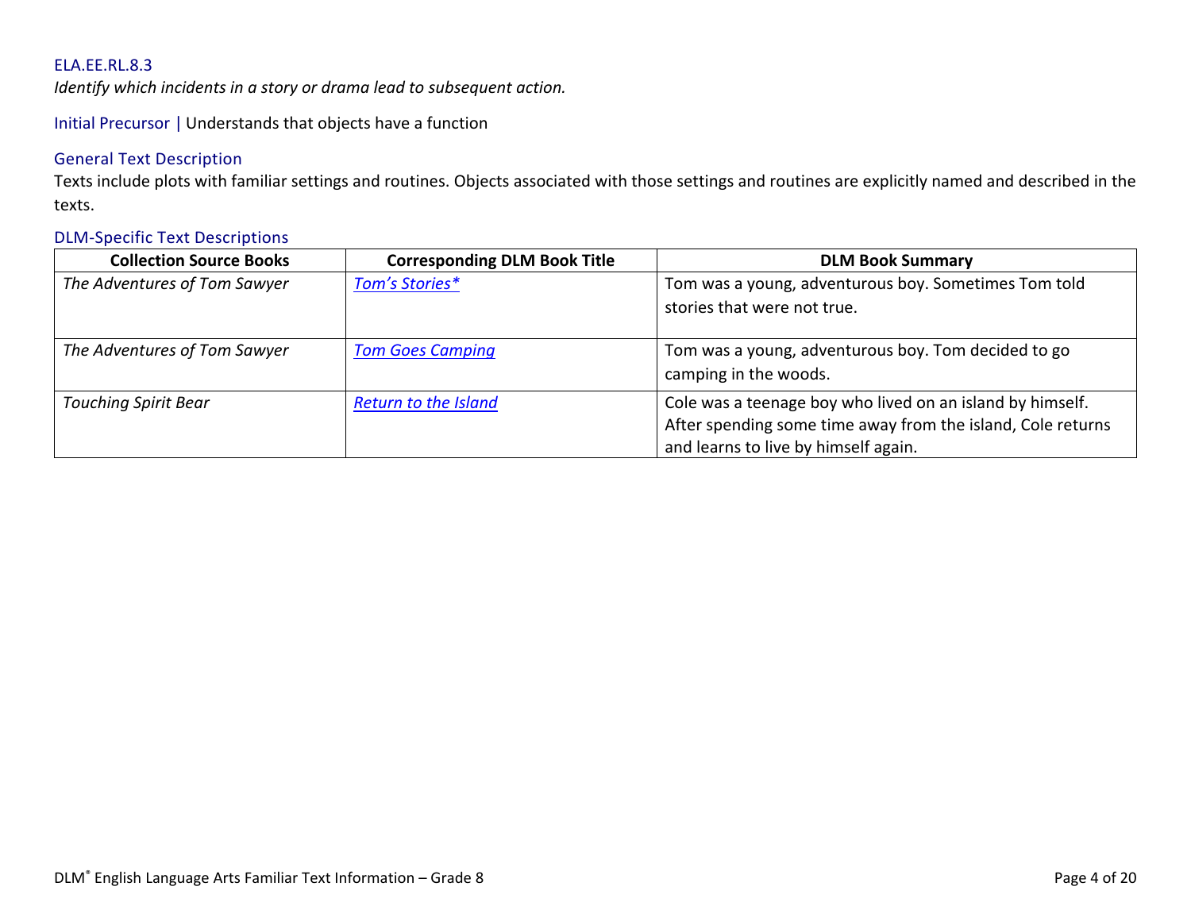ELA.EE.RL.8.3

*Identify which incidents in a story or drama lead to subsequent action.*

Initial Precursor | Understands that objects have a function

### General Text Description

Texts include plots with familiar settings and routines. Objects associated with those settings and routines are explicitly named and described in the texts.

### DLM-Specific Text Descriptions

| Collection Source Books | Corresponding DLM Book Title | DLM Book Summary |
|---|---|---|
| *The Adventures of Tom Sawyer* | *Tom's Stories** | Tom was a young, adventurous boy. Sometimes Tom told stories that were not true. |
| *The Adventures of Tom Sawyer* | *Tom Goes Camping* | Tom was a young, adventurous boy. Tom decided to go camping in the woods. |
| *Touching Spirit Bear* | *Return to the Island* | Cole was a teenage boy who lived on an island by himself. After spending some time away from the island, Cole returns and learns to live by himself again. |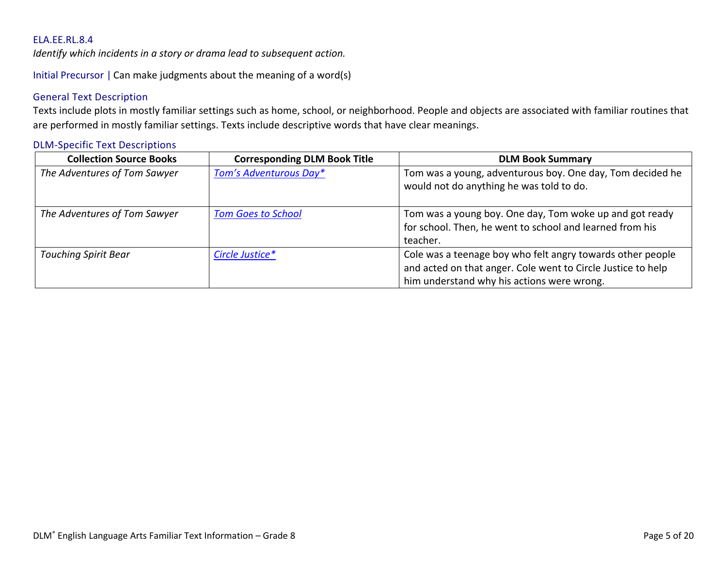ELA.EE.RL.8.4

*Identify which incidents in a story or drama lead to subsequent action.*

Initial Precursor | Can make judgments about the meaning of a word(s)

### General Text Description

Texts include plots in mostly familiar settings such as home, school, or neighborhood. People and objects are associated with familiar routines that are performed in mostly familiar settings. Texts include descriptive words that have clear meanings.

### DLM-Specific Text Descriptions

| Collection Source Books | Corresponding DLM Book Title | DLM Book Summary |
|---|---|---|
| *The Adventures of Tom Sawyer* | *Tom's Adventurous Day** | Tom was a young, adventurous boy. One day, Tom decided he would not do anything he was told to do. |
| *The Adventures of Tom Sawyer* | *Tom Goes to School* | Tom was a young boy. One day, Tom woke up and got ready for school. Then, he went to school and learned from his teacher. |
| *Touching Spirit Bear* | *Circle Justice** | Cole was a teenage boy who felt angry towards other people and acted on that anger. Cole went to Circle Justice to help him understand why his actions were wrong. |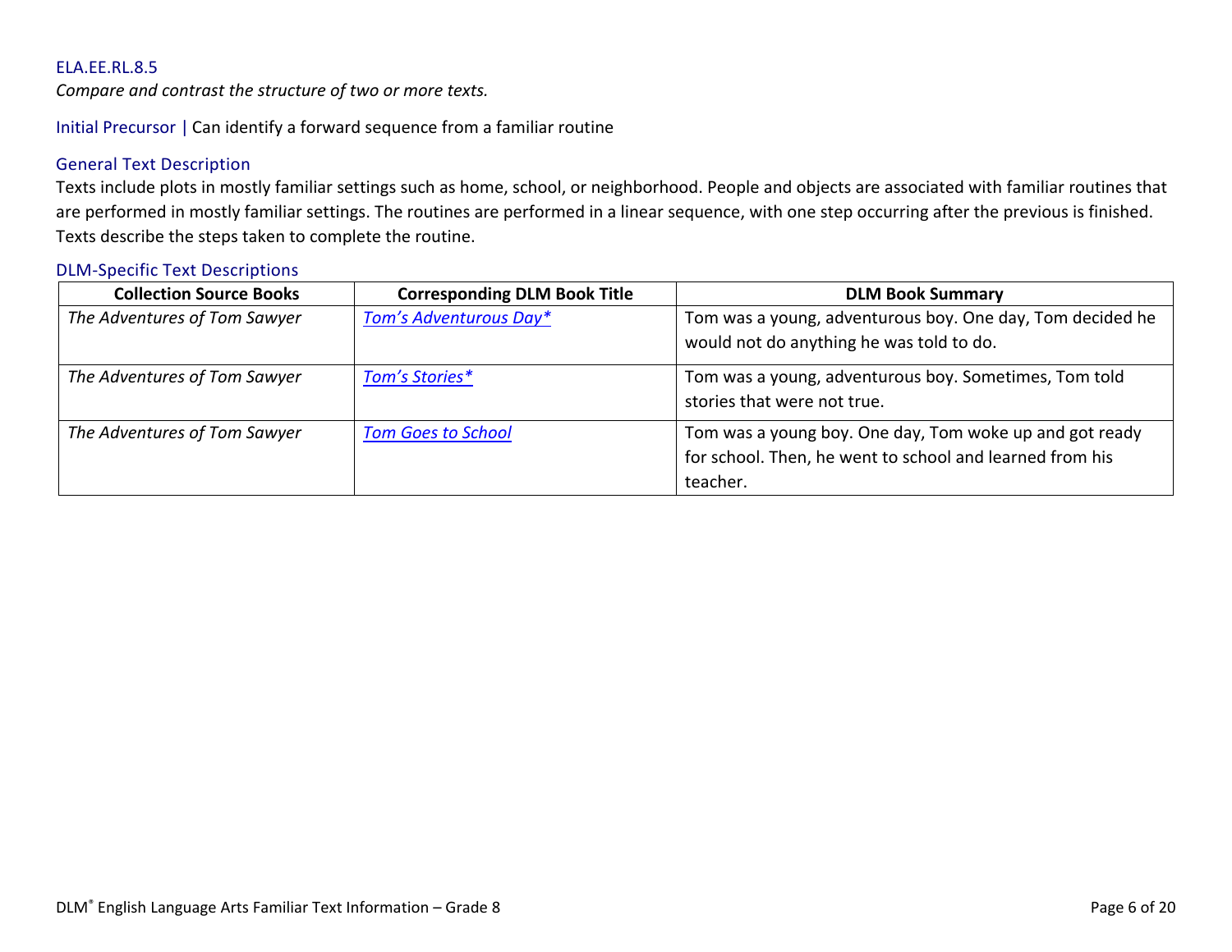ELA.EE.RL.8.5

*Compare and contrast the structure of two or more texts.*

Initial Precursor | Can identify a forward sequence from a familiar routine

### General Text Description

Texts include plots in mostly familiar settings such as home, school, or neighborhood. People and objects are associated with familiar routines that are performed in mostly familiar settings. The routines are performed in a linear sequence, with one step occurring after the previous is finished. Texts describe the steps taken to complete the routine.

### DLM-Specific Text Descriptions

| Collection Source Books | Corresponding DLM Book Title | DLM Book Summary |
| --- | --- | --- |
| *The Adventures of Tom Sawyer* | *Tom's Adventurous Day** | Tom was a young, adventurous boy. One day, Tom decided he would not do anything he was told to do. |
| *The Adventures of Tom Sawyer* | *Tom's Stories** | Tom was a young, adventurous boy. Sometimes, Tom told stories that were not true. |
| *The Adventures of Tom Sawyer* | *Tom Goes to School* | Tom was a young boy. One day, Tom woke up and got ready for school. Then, he went to school and learned from his teacher. |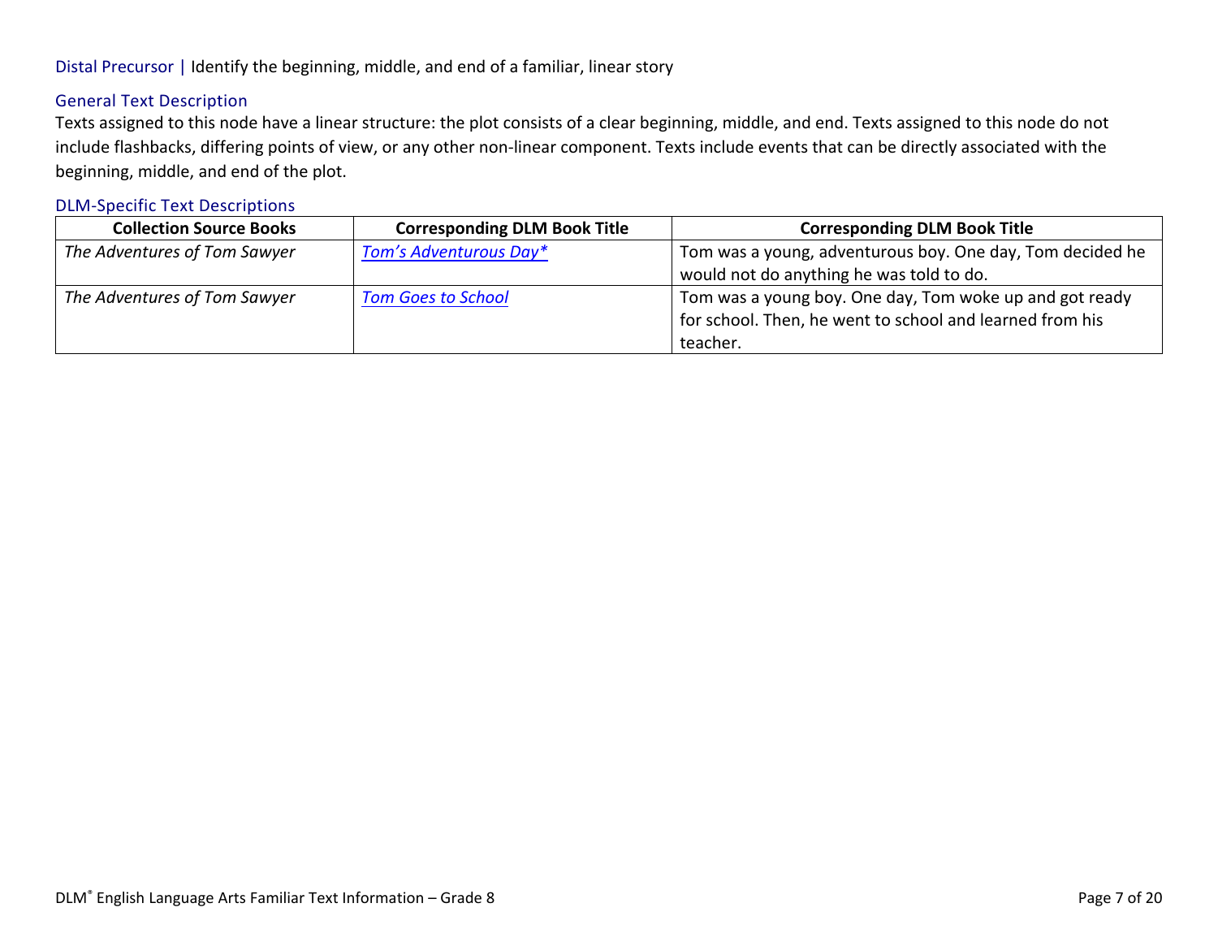Distal Precursor | Identify the beginning, middle, and end of a familiar, linear story

## General Text Description

Texts assigned to this node have a linear structure: the plot consists of a clear beginning, middle, and end. Texts assigned to this node do not include flashbacks, differing points of view, or any other non-linear component. Texts include events that can be directly associated with the beginning, middle, and end of the plot.

## DLM-Specific Text Descriptions

| Collection Source Books | Corresponding DLM Book Title | Corresponding DLM Book Title |
|---|---|---|
| *The Adventures of Tom Sawyer* | *Tom's Adventurous Day** | Tom was a young, adventurous boy. One day, Tom decided he would not do anything he was told to do. |
| *The Adventures of Tom Sawyer* | *Tom Goes to School* | Tom was a young boy. One day, Tom woke up and got ready for school. Then, he went to school and learned from his teacher. |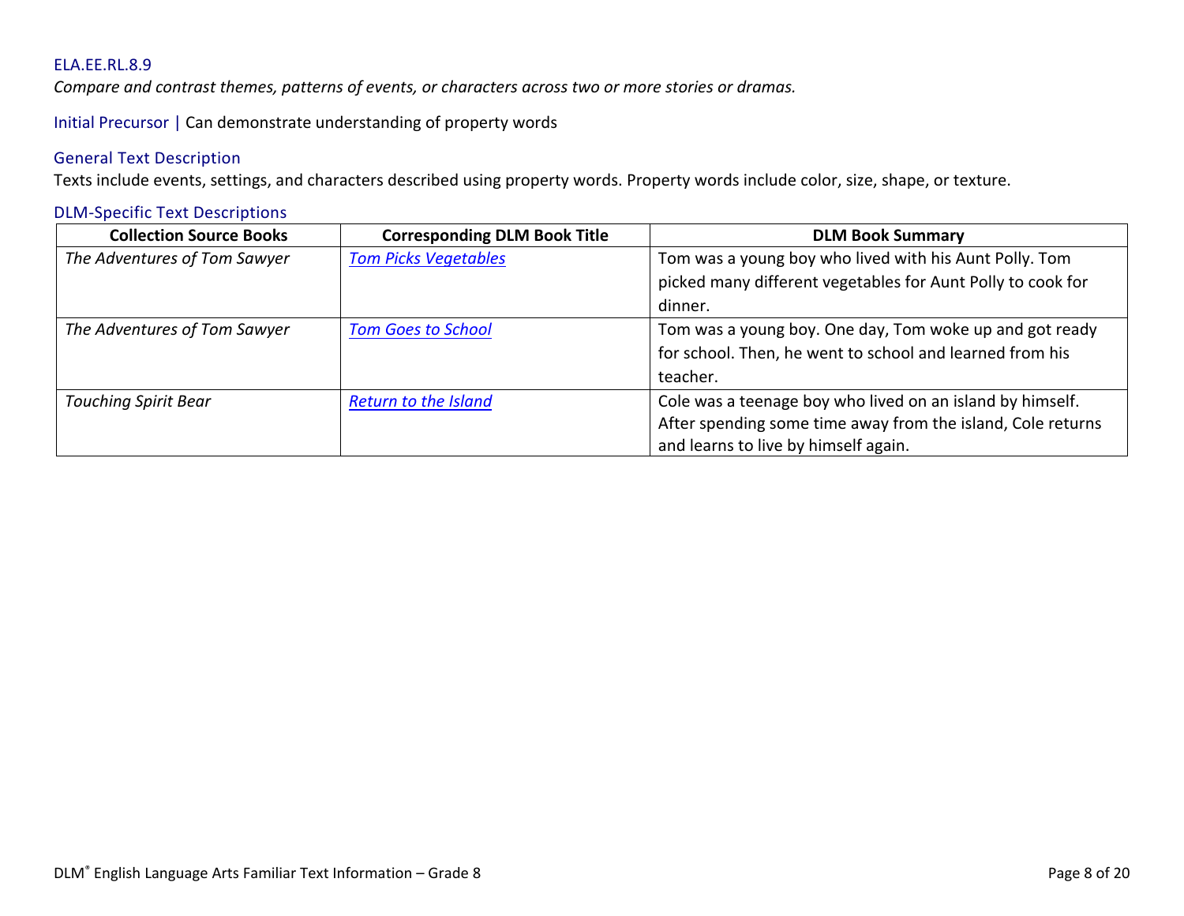ELA.EE.RL.8.9

*Compare and contrast themes, patterns of events, or characters across two or more stories or dramas.*

Initial Precursor | Can demonstrate understanding of property words

### General Text Description

Texts include events, settings, and characters described using property words. Property words include color, size, shape, or texture.

### DLM-Specific Text Descriptions

| Collection Source Books | Corresponding DLM Book Title | DLM Book Summary |
| --- | --- | --- |
| *The Adventures of Tom Sawyer* | *Tom Picks Vegetables* | Tom was a young boy who lived with his Aunt Polly. Tom picked many different vegetables for Aunt Polly to cook for dinner. |
| *The Adventures of Tom Sawyer* | *Tom Goes to School* | Tom was a young boy. One day, Tom woke up and got ready for school. Then, he went to school and learned from his teacher. |
| *Touching Spirit Bear* | *Return to the Island* | Cole was a teenage boy who lived on an island by himself. After spending some time away from the island, Cole returns and learns to live by himself again. |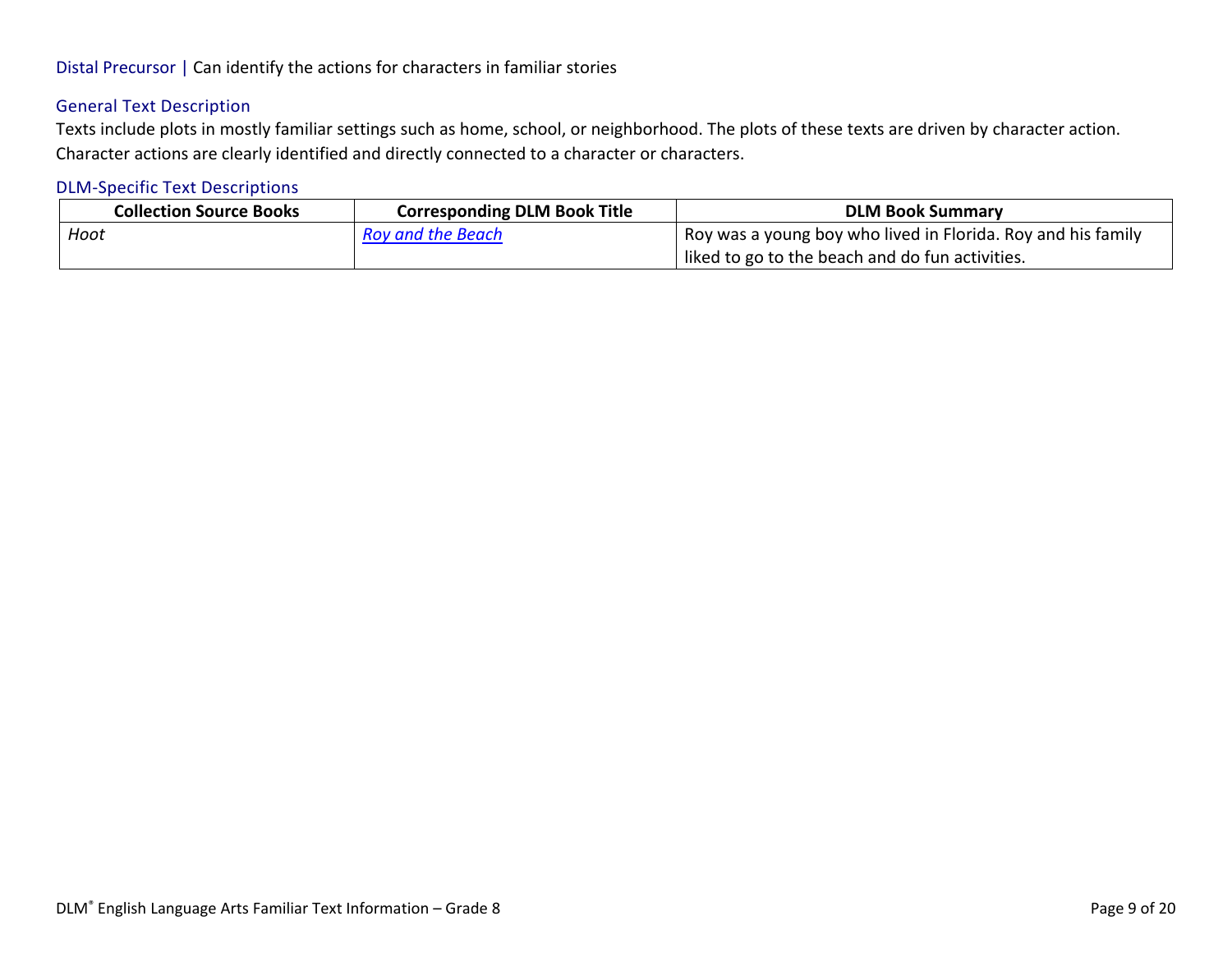## Distal Precursor | Can identify the actions for characters in familiar stories

### General Text Description

Texts include plots in mostly familiar settings such as home, school, or neighborhood. The plots of these texts are driven by character action. Character actions are clearly identified and directly connected to a character or characters.

### DLM-Specific Text Descriptions

| Collection Source Books | Corresponding DLM Book Title | DLM Book Summary |
|---|---|---|
| *Hoot* | *Roy and the Beach* | Roy was a young boy who lived in Florida. Roy and his family liked to go to the beach and do fun activities. |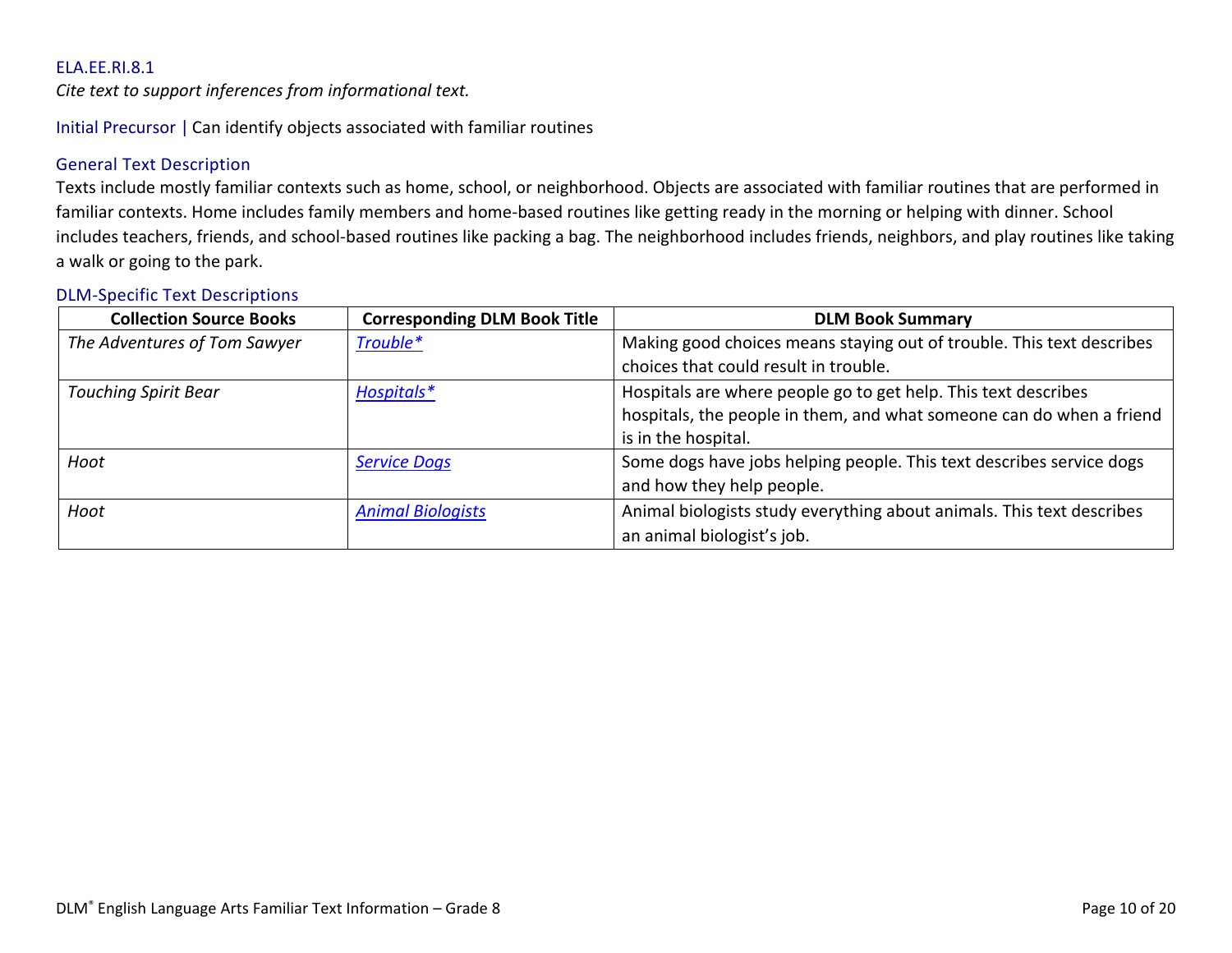ELA.EE.RI.8.1

*Cite text to support inferences from informational text.*

Initial Precursor | Can identify objects associated with familiar routines

### General Text Description

Texts include mostly familiar contexts such as home, school, or neighborhood. Objects are associated with familiar routines that are performed in familiar contexts. Home includes family members and home-based routines like getting ready in the morning or helping with dinner. School includes teachers, friends, and school-based routines like packing a bag. The neighborhood includes friends, neighbors, and play routines like taking a walk or going to the park.

### DLM-Specific Text Descriptions

| Collection Source Books | Corresponding DLM Book Title | DLM Book Summary |
|---|---|---|
| *The Adventures of Tom Sawyer* | *Trouble** | Making good choices means staying out of trouble. This text describes choices that could result in trouble. |
| *Touching Spirit Bear* | *Hospitals** | Hospitals are where people go to get help. This text describes hospitals, the people in them, and what someone can do when a friend is in the hospital. |
| *Hoot* | *Service Dogs* | Some dogs have jobs helping people. This text describes service dogs and how they help people. |
| *Hoot* | *Animal Biologists* | Animal biologists study everything about animals. This text describes an animal biologist's job. |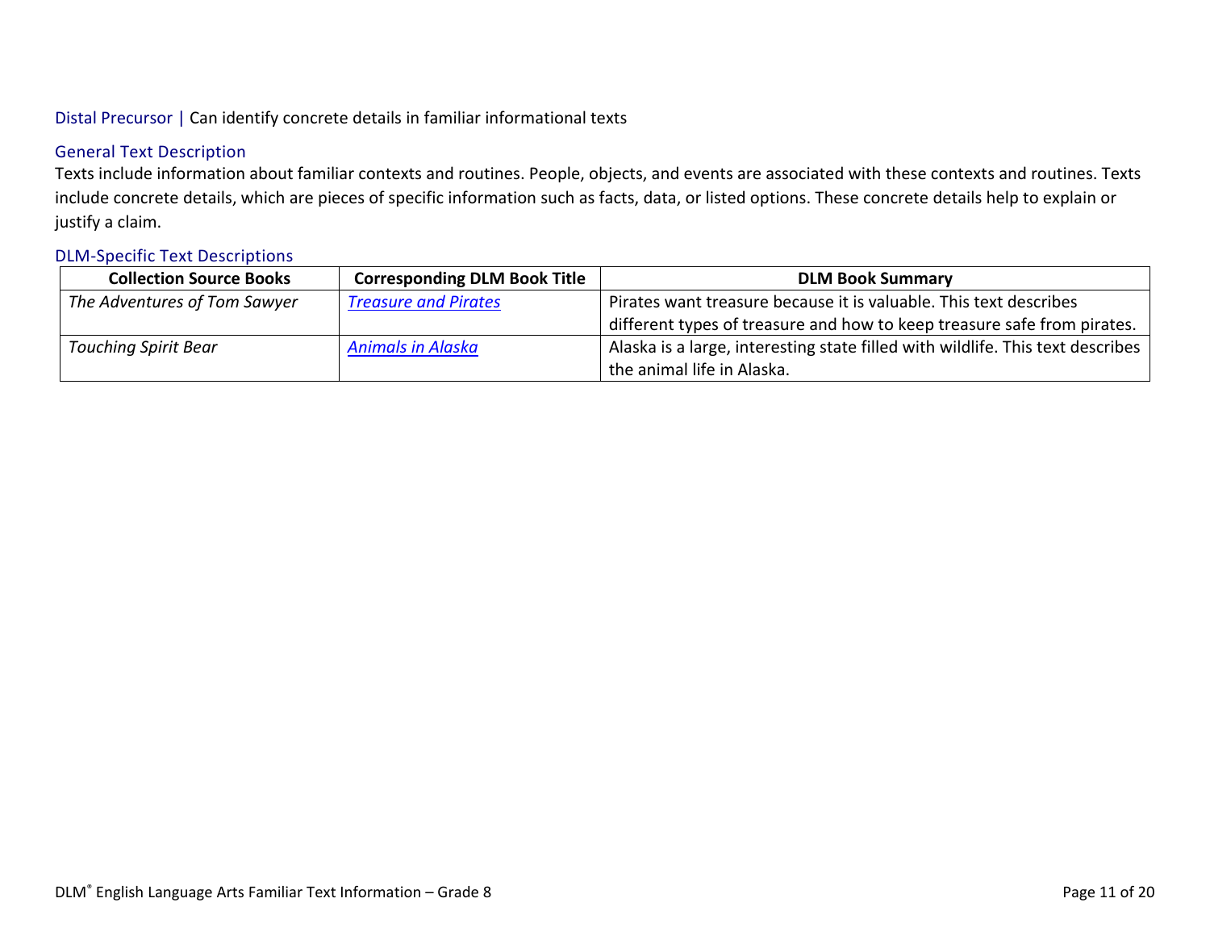Distal Precursor | Can identify concrete details in familiar informational texts

### General Text Description

Texts include information about familiar contexts and routines. People, objects, and events are associated with these contexts and routines. Texts include concrete details, which are pieces of specific information such as facts, data, or listed options. These concrete details help to explain or justify a claim.

### DLM-Specific Text Descriptions

| Collection Source Books | Corresponding DLM Book Title | DLM Book Summary |
| --- | --- | --- |
| *The Adventures of Tom Sawyer* | *Treasure and Pirates* | Pirates want treasure because it is valuable. This text describes different types of treasure and how to keep treasure safe from pirates. |
| *Touching Spirit Bear* | *Animals in Alaska* | Alaska is a large, interesting state filled with wildlife. This text describes the animal life in Alaska. |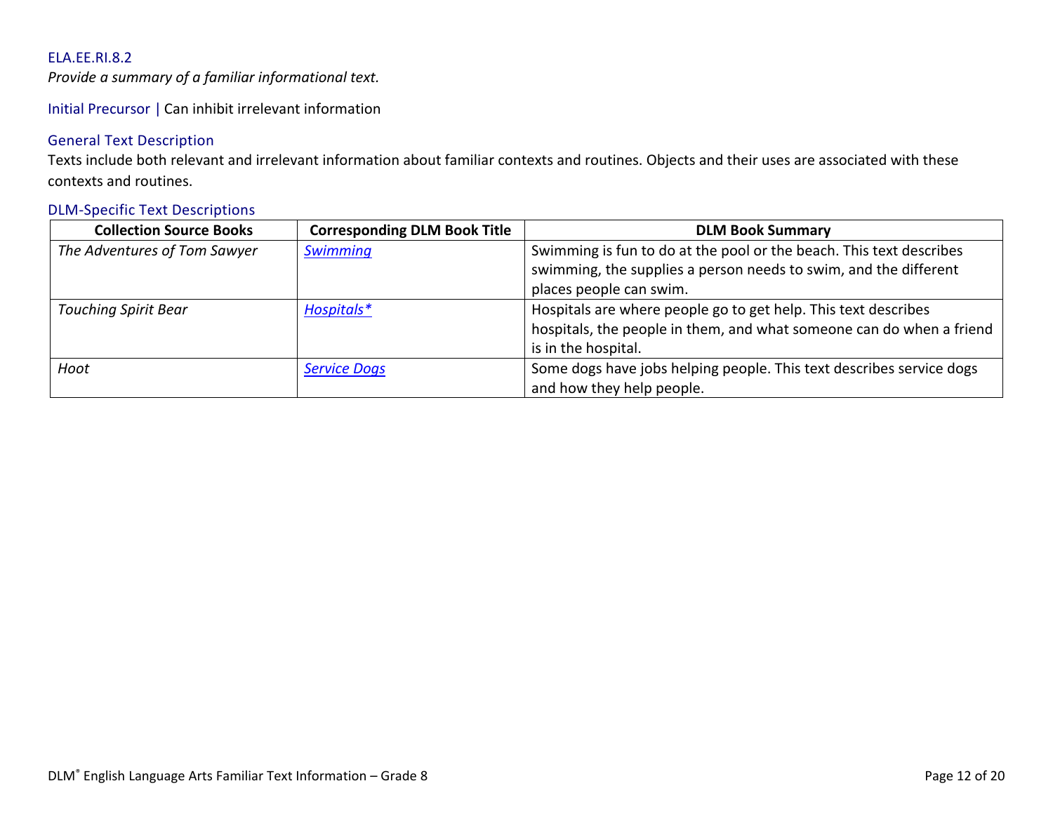ELA.EE.RI.8.2

*Provide a summary of a familiar informational text.*

Initial Precursor | Can inhibit irrelevant information

### General Text Description

Texts include both relevant and irrelevant information about familiar contexts and routines. Objects and their uses are associated with these contexts and routines.

### DLM-Specific Text Descriptions

| Collection Source Books | Corresponding DLM Book Title | DLM Book Summary |
| --- | --- | --- |
| *The Adventures of Tom Sawyer* | *Swimming* | Swimming is fun to do at the pool or the beach. This text describes swimming, the supplies a person needs to swim, and the different places people can swim. |
| *Touching Spirit Bear* | *Hospitals** | Hospitals are where people go to get help. This text describes hospitals, the people in them, and what someone can do when a friend is in the hospital. |
| *Hoot* | *Service Dogs* | Some dogs have jobs helping people. This text describes service dogs and how they help people. |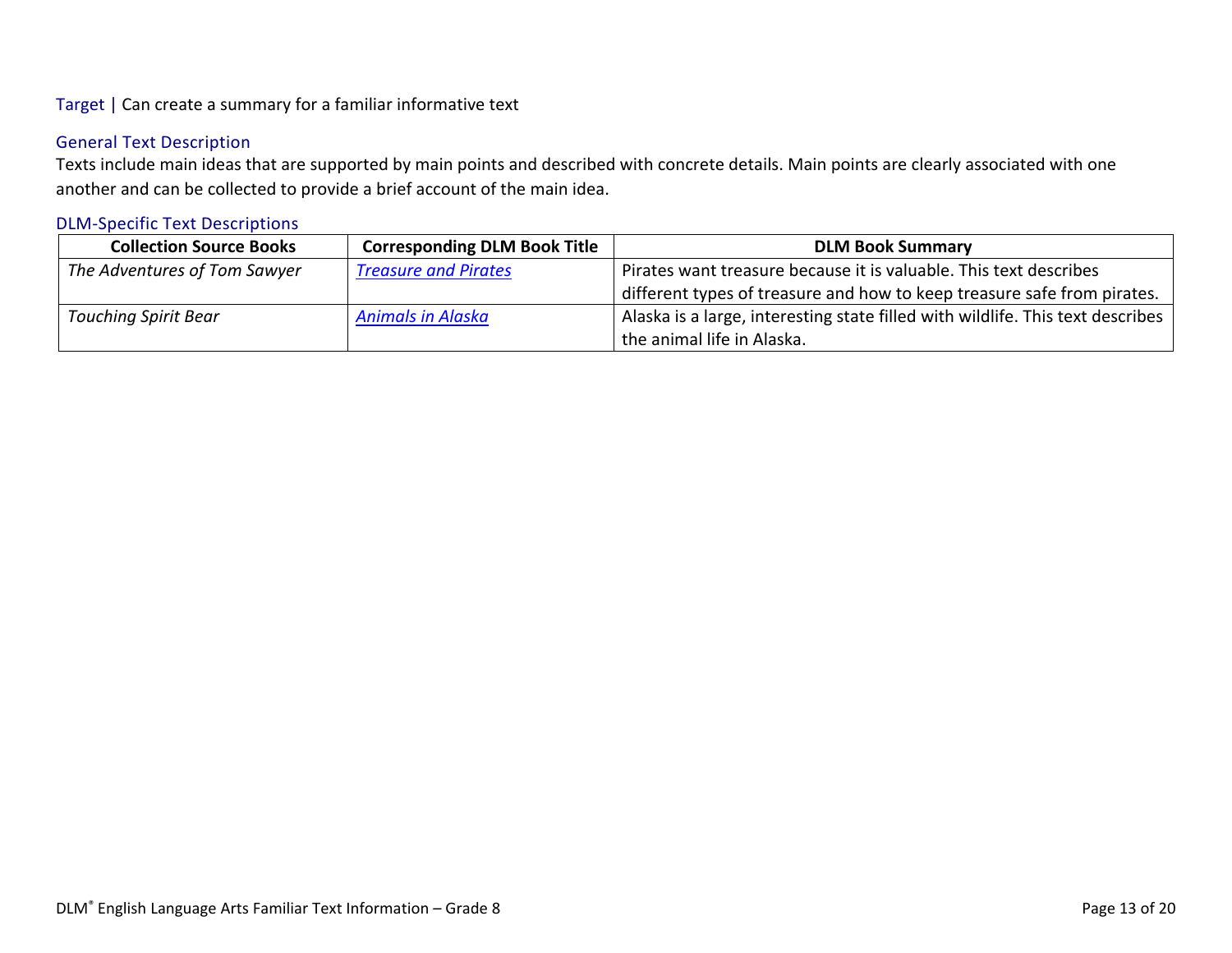Target | Can create a summary for a familiar informative text

### General Text Description

Texts include main ideas that are supported by main points and described with concrete details. Main points are clearly associated with one another and can be collected to provide a brief account of the main idea.

### DLM-Specific Text Descriptions

| Collection Source Books | Corresponding DLM Book Title | DLM Book Summary |
|---|---|---|
| *The Adventures of Tom Sawyer* | *Treasure and Pirates* | Pirates want treasure because it is valuable. This text describes different types of treasure and how to keep treasure safe from pirates. |
| *Touching Spirit Bear* | *Animals in Alaska* | Alaska is a large, interesting state filled with wildlife. This text describes the animal life in Alaska. |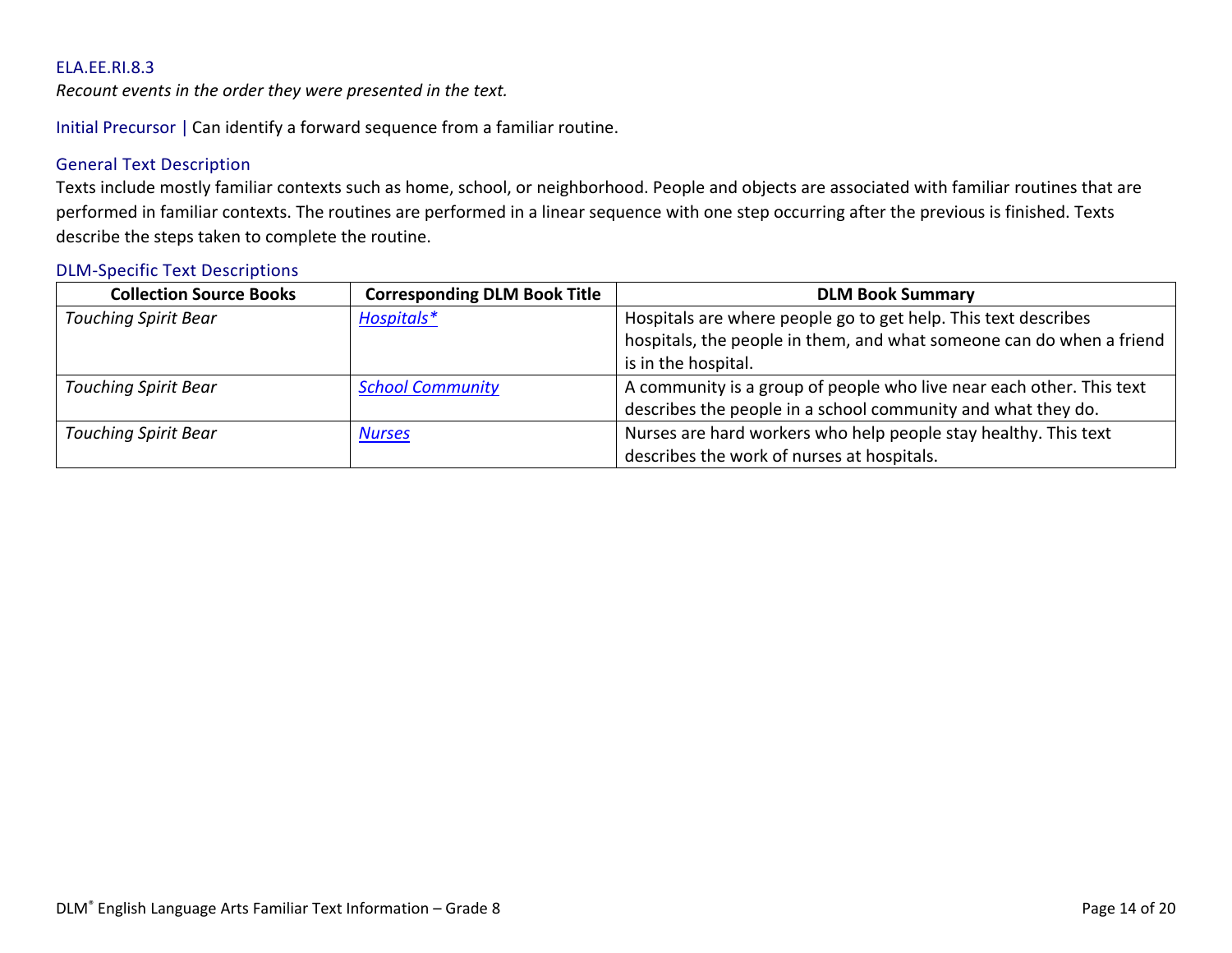### ELA.EE.RI.8.3

*Recount events in the order they were presented in the text.*

Initial Precursor | Can identify a forward sequence from a familiar routine.

#### General Text Description

Texts include mostly familiar contexts such as home, school, or neighborhood. People and objects are associated with familiar routines that are performed in familiar contexts. The routines are performed in a linear sequence with one step occurring after the previous is finished. Texts describe the steps taken to complete the routine.

#### DLM-Specific Text Descriptions

| Collection Source Books | Corresponding DLM Book Title | DLM Book Summary |
|---|---|---|
| *Touching Spirit Bear* | *Hospitals** | Hospitals are where people go to get help. This text describes hospitals, the people in them, and what someone can do when a friend is in the hospital. |
| *Touching Spirit Bear* | *School Community* | A community is a group of people who live near each other. This text describes the people in a school community and what they do. |
| *Touching Spirit Bear* | *Nurses* | Nurses are hard workers who help people stay healthy. This text describes the work of nurses at hospitals. |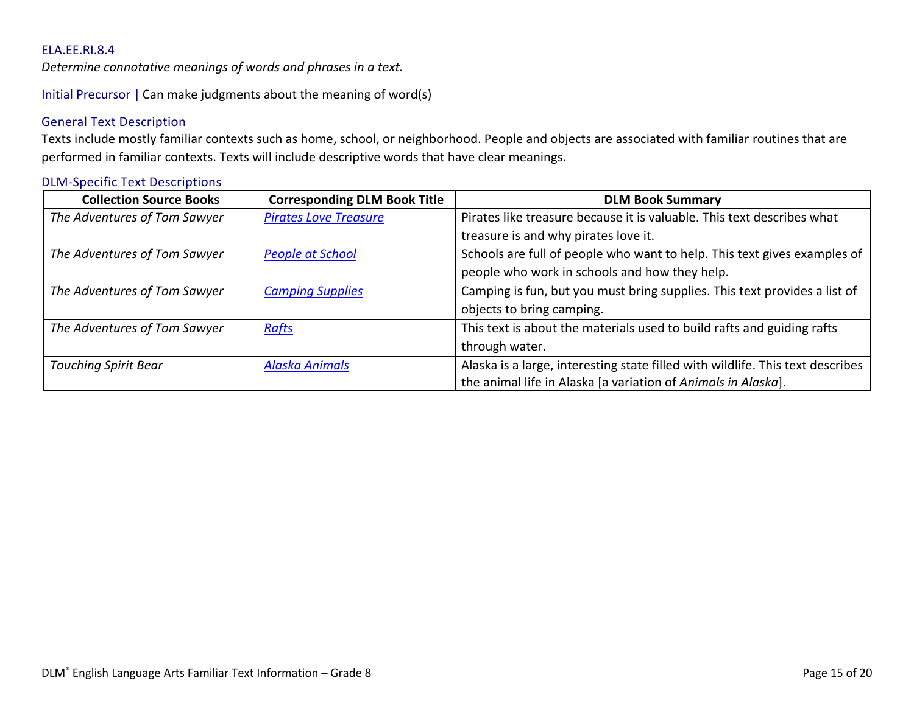### ELA.EE.RI.8.4

*Determine connotative meanings of words and phrases in a text.*

Initial Precursor | Can make judgments about the meaning of word(s)

#### General Text Description

Texts include mostly familiar contexts such as home, school, or neighborhood. People and objects are associated with familiar routines that are performed in familiar contexts. Texts will include descriptive words that have clear meanings.

#### DLM-Specific Text Descriptions

| Collection Source Books | Corresponding DLM Book Title | DLM Book Summary |
|---|---|---|
| *The Adventures of Tom Sawyer* | *Pirates Love Treasure* | Pirates like treasure because it is valuable. This text describes what treasure is and why pirates love it. |
| *The Adventures of Tom Sawyer* | *People at School* | Schools are full of people who want to help. This text gives examples of people who work in schools and how they help. |
| *The Adventures of Tom Sawyer* | *Camping Supplies* | Camping is fun, but you must bring supplies. This text provides a list of objects to bring camping. |
| *The Adventures of Tom Sawyer* | *Rafts* | This text is about the materials used to build rafts and guiding rafts through water. |
| *Touching Spirit Bear* | *Alaska Animals* | Alaska is a large, interesting state filled with wildlife. This text describes the animal life in Alaska [a variation of *Animals in Alaska*]. |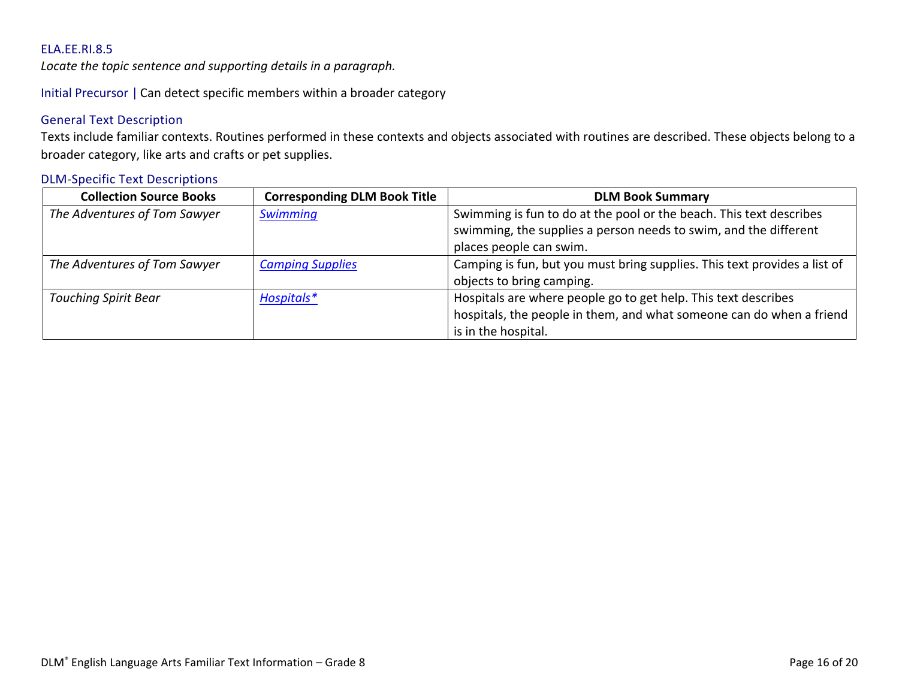### ELA.EE.RI.8.5

*Locate the topic sentence and supporting details in a paragraph.*

Initial Precursor | Can detect specific members within a broader category

#### General Text Description

Texts include familiar contexts. Routines performed in these contexts and objects associated with routines are described. These objects belong to a broader category, like arts and crafts or pet supplies.

#### DLM-Specific Text Descriptions

| Collection Source Books | Corresponding DLM Book Title | DLM Book Summary |
|---|---|---|
| *The Adventures of Tom Sawyer* | *Swimming* | Swimming is fun to do at the pool or the beach. This text describes swimming, the supplies a person needs to swim, and the different places people can swim. |
| *The Adventures of Tom Sawyer* | *Camping Supplies* | Camping is fun, but you must bring supplies. This text provides a list of objects to bring camping. |
| *Touching Spirit Bear* | *Hospitals** | Hospitals are where people go to get help. This text describes hospitals, the people in them, and what someone can do when a friend is in the hospital. |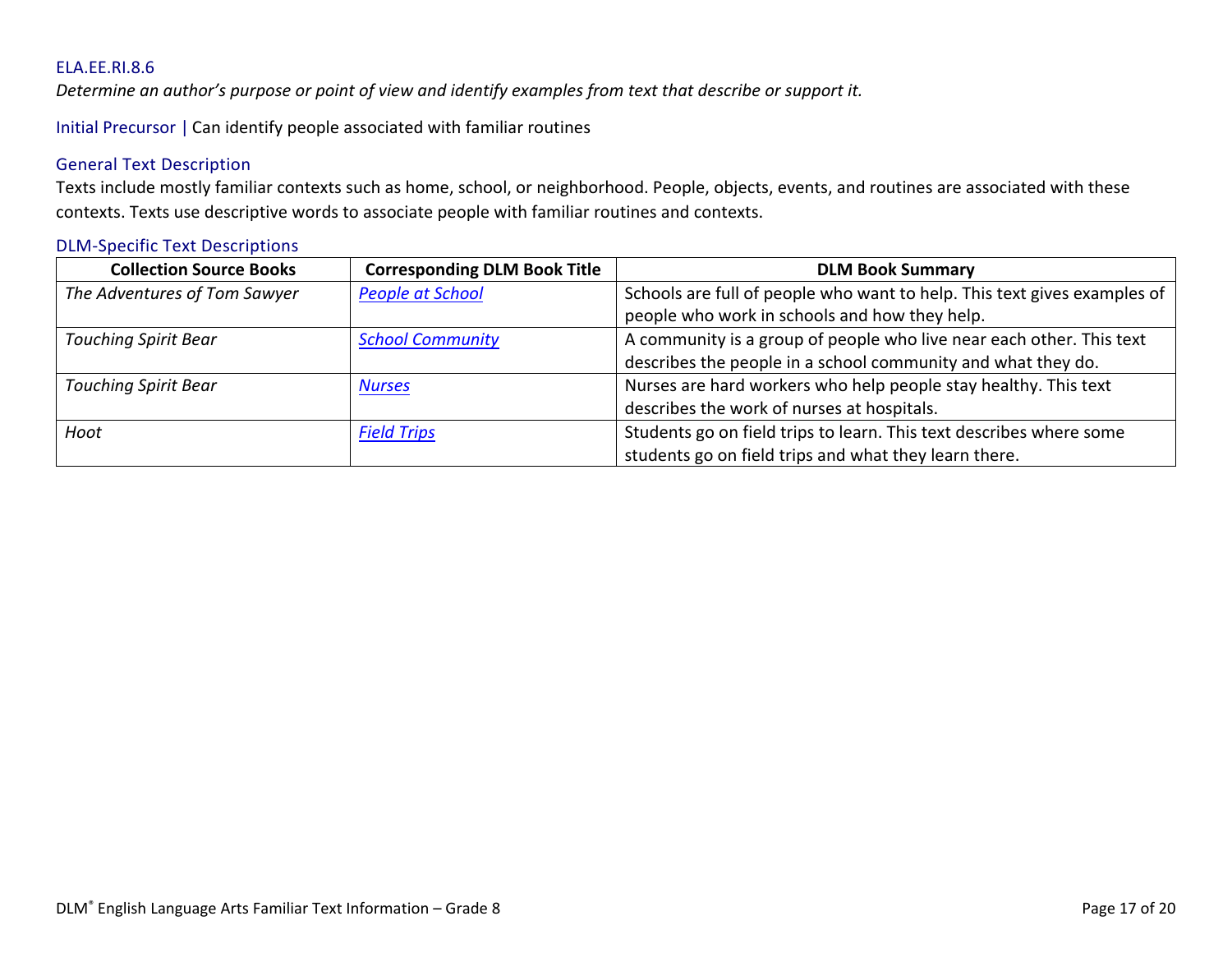ELA.EE.RI.8.6

*Determine an author's purpose or point of view and identify examples from text that describe or support it.*

Initial Precursor | Can identify people associated with familiar routines

### General Text Description

Texts include mostly familiar contexts such as home, school, or neighborhood. People, objects, events, and routines are associated with these contexts. Texts use descriptive words to associate people with familiar routines and contexts.

### DLM-Specific Text Descriptions

| Collection Source Books | Corresponding DLM Book Title | DLM Book Summary |
| --- | --- | --- |
| *The Adventures of Tom Sawyer* | *People at School* | Schools are full of people who want to help. This text gives examples of people who work in schools and how they help. |
| *Touching Spirit Bear* | *School Community* | A community is a group of people who live near each other. This text describes the people in a school community and what they do. |
| *Touching Spirit Bear* | *Nurses* | Nurses are hard workers who help people stay healthy. This text describes the work of nurses at hospitals. |
| *Hoot* | *Field Trips* | Students go on field trips to learn. This text describes where some students go on field trips and what they learn there. |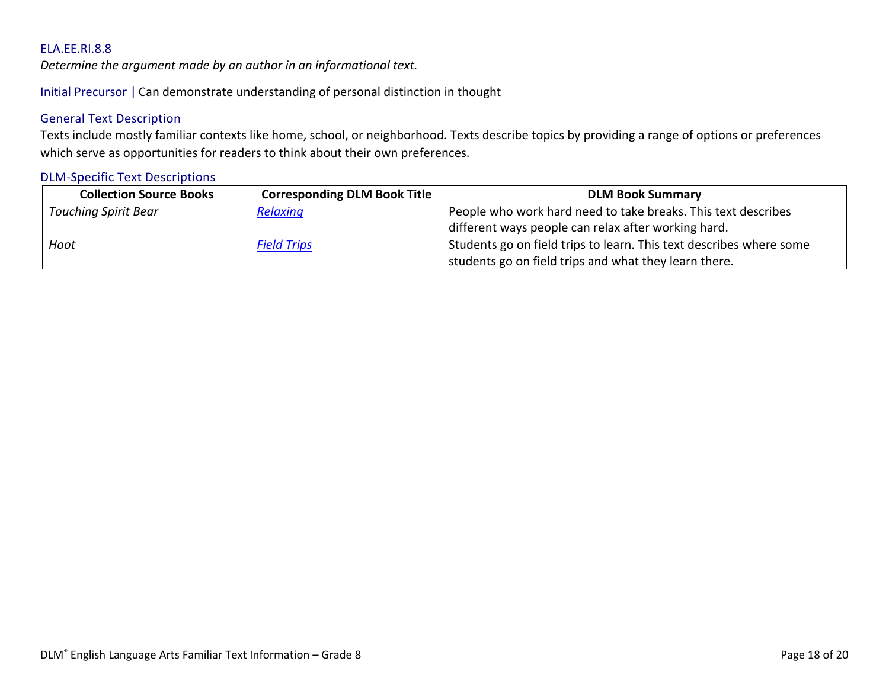ELA.EE.RI.8.8

*Determine the argument made by an author in an informational text.*

Initial Precursor | Can demonstrate understanding of personal distinction in thought

### General Text Description

Texts include mostly familiar contexts like home, school, or neighborhood. Texts describe topics by providing a range of options or preferences which serve as opportunities for readers to think about their own preferences.

### DLM-Specific Text Descriptions

| Collection Source Books | Corresponding DLM Book Title | DLM Book Summary |
|---|---|---|
| *Touching Spirit Bear* | *Relaxing* | People who work hard need to take breaks. This text describes different ways people can relax after working hard. |
| *Hoot* | *Field Trips* | Students go on field trips to learn. This text describes where some students go on field trips and what they learn there. |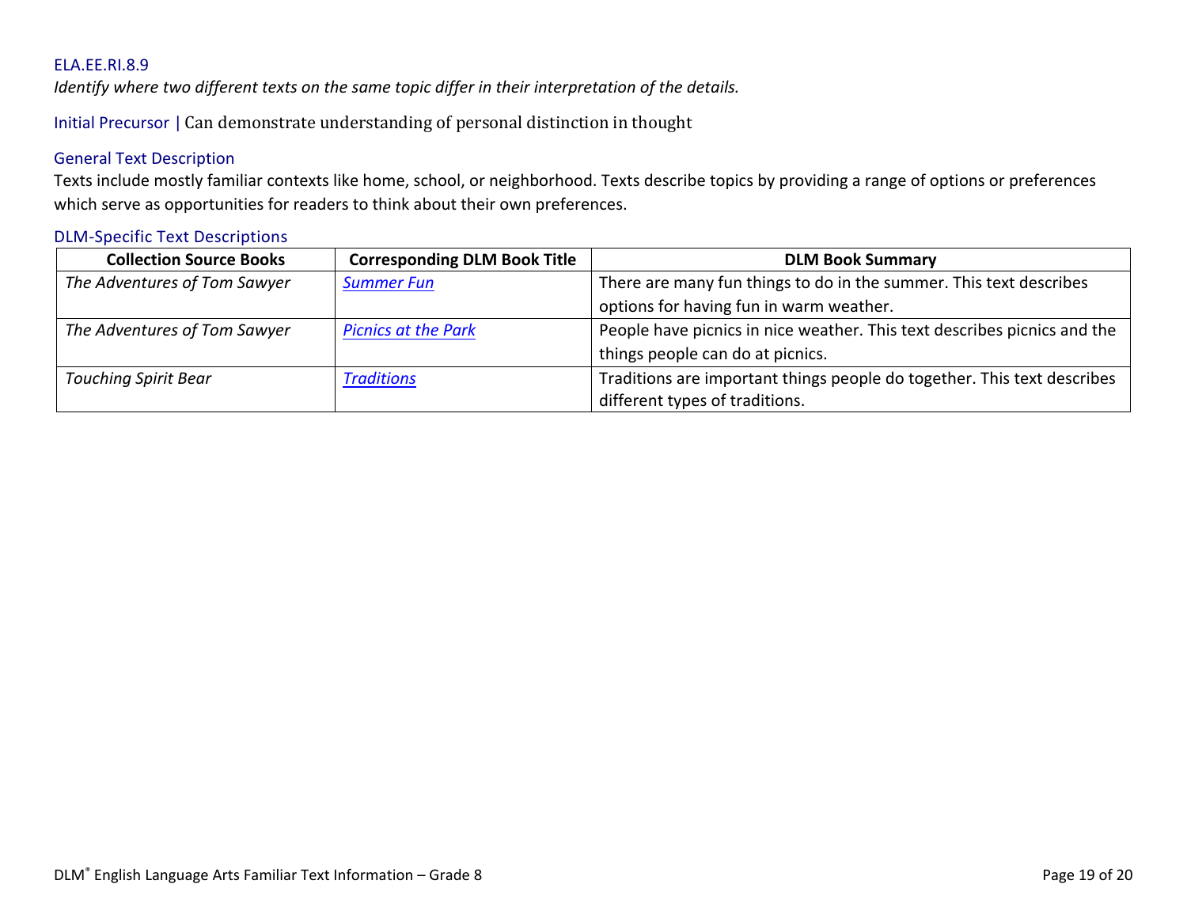### ELA.EE.RI.8.9

*Identify where two different texts on the same topic differ in their interpretation of the details.*

Initial Precursor | Can demonstrate understanding of personal distinction in thought

#### General Text Description

Texts include mostly familiar contexts like home, school, or neighborhood. Texts describe topics by providing a range of options or preferences which serve as opportunities for readers to think about their own preferences.

#### DLM-Specific Text Descriptions

| Collection Source Books | Corresponding DLM Book Title | DLM Book Summary |
|---|---|---|
| *The Adventures of Tom Sawyer* | *Summer Fun* | There are many fun things to do in the summer. This text describes options for having fun in warm weather. |
| *The Adventures of Tom Sawyer* | *Picnics at the Park* | People have picnics in nice weather. This text describes picnics and the things people can do at picnics. |
| *Touching Spirit Bear* | *Traditions* | Traditions are important things people do together. This text describes different types of traditions. |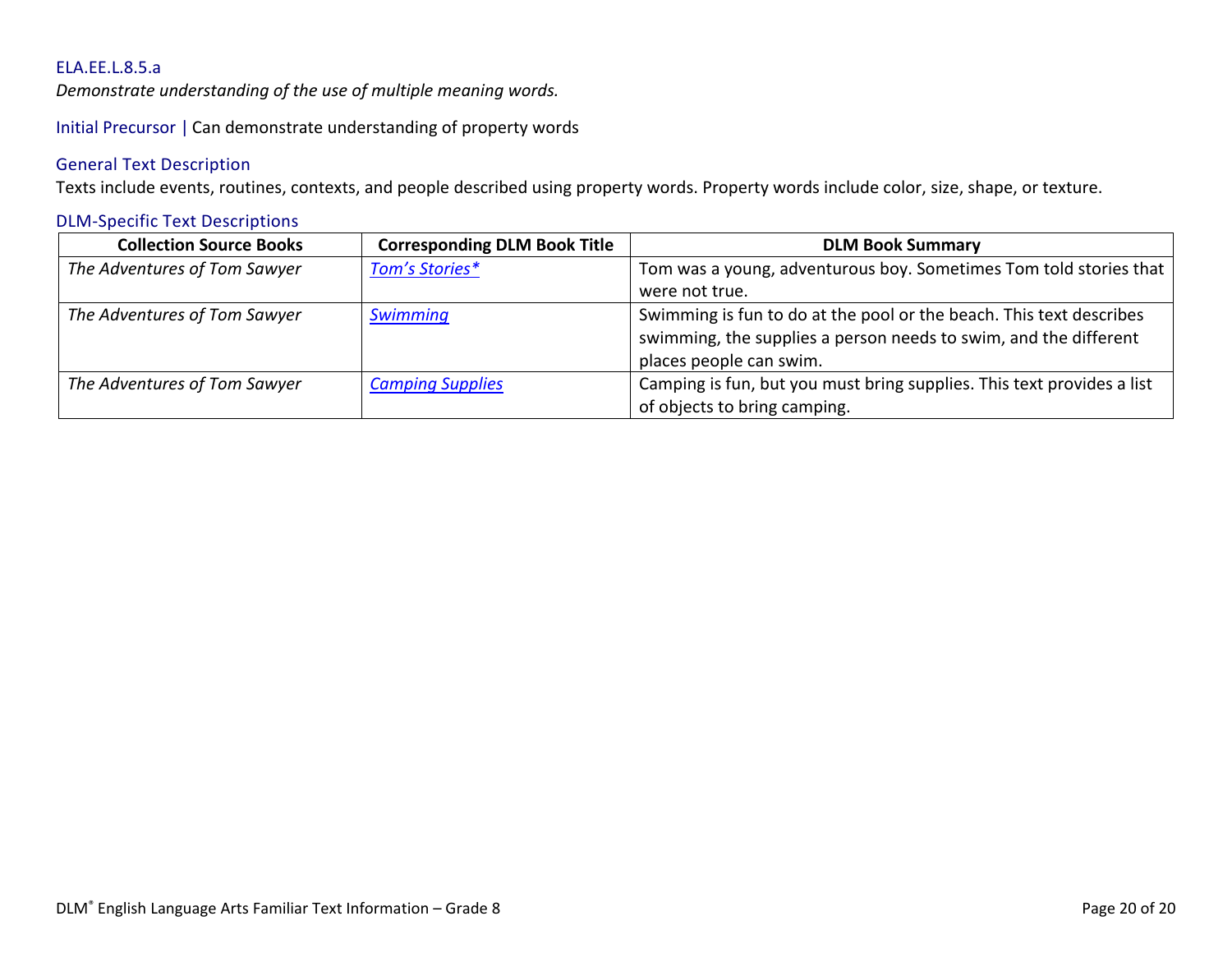ELA.EE.L.8.5.a

*Demonstrate understanding of the use of multiple meaning words.*

Initial Precursor | Can demonstrate understanding of property words

### General Text Description

Texts include events, routines, contexts, and people described using property words. Property words include color, size, shape, or texture.

### DLM-Specific Text Descriptions

| Collection Source Books | Corresponding DLM Book Title | DLM Book Summary |
|---|---|---|
| *The Adventures of Tom Sawyer* | *Tom's Stories** | Tom was a young, adventurous boy. Sometimes Tom told stories that were not true. |
| *The Adventures of Tom Sawyer* | *Swimming* | Swimming is fun to do at the pool or the beach. This text describes swimming, the supplies a person needs to swim, and the different places people can swim. |
| *The Adventures of Tom Sawyer* | *Camping Supplies* | Camping is fun, but you must bring supplies. This text provides a list of objects to bring camping. |